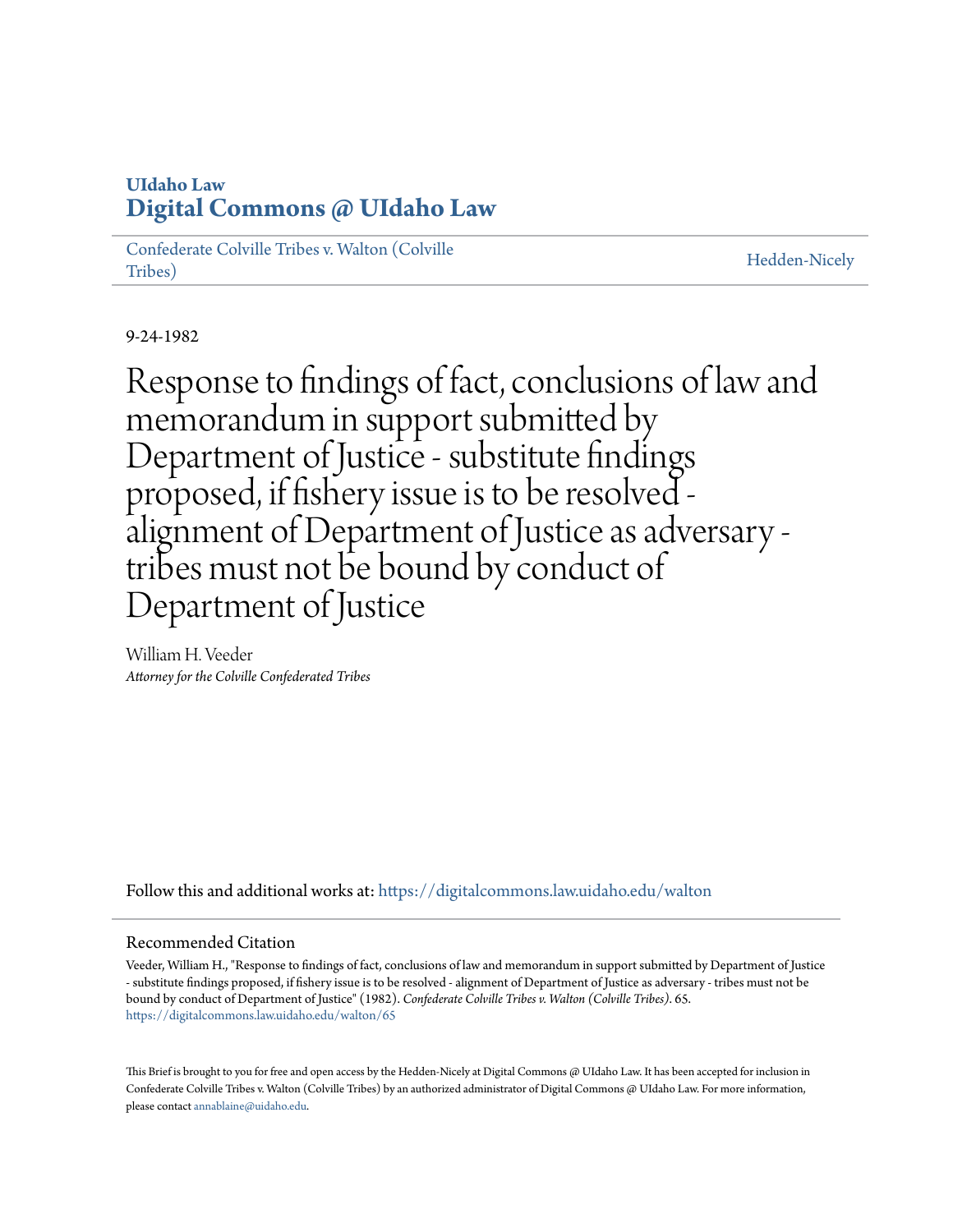UIdaho Law
**Digital Commons @ UIdaho Law**

Confederate Colville Tribes v. Walton (Colville Tribes) | Hedden-Nicely

9-24-1982

# Response to findings of fact, conclusions of law and memorandum in support submitted by Department of Justice - substitute findings proposed, if fishery issue is to be resolved - alignment of Department of Justice as adversary - tribes must not be bound by conduct of Department of Justice

William H. Veeder
*Attorney for the Colville Confederated Tribes*

Follow this and additional works at: https://digitalcommons.law.uidaho.edu/walton

## Recommended Citation

Veeder, William H., "Response to findings of fact, conclusions of law and memorandum in support submitted by Department of Justice - substitute findings proposed, if fishery issue is to be resolved - alignment of Department of Justice as adversary - tribes must not be bound by conduct of Department of Justice" (1982). *Confederate Colville Tribes v. Walton (Colville Tribes)*. 65.
https://digitalcommons.law.uidaho.edu/walton/65

This Brief is brought to you for free and open access by the Hedden-Nicely at Digital Commons @ UIdaho Law. It has been accepted for inclusion in Confederate Colville Tribes v. Walton (Colville Tribes) by an authorized administrator of Digital Commons @ UIdaho Law. For more information, please contact annablaine@uidaho.edu.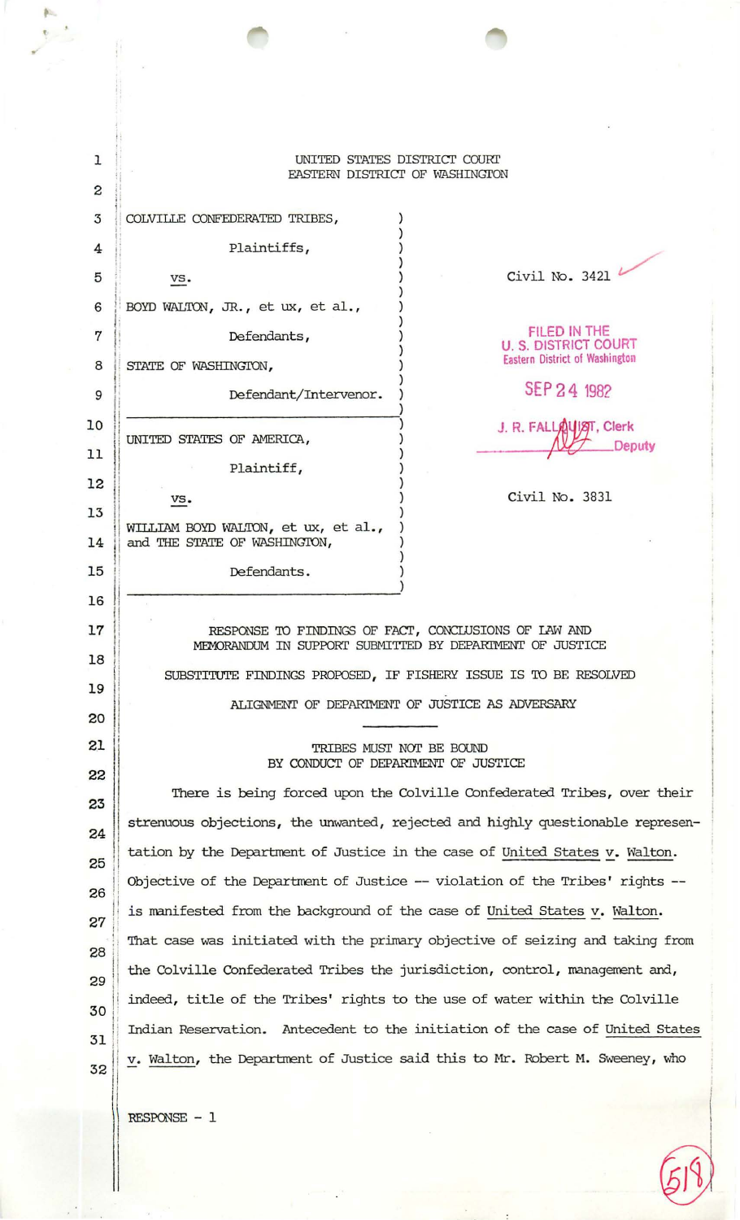UNITED STATES DISTRICT COURT
EASTERN DISTRICT OF WASHINGTON

| | | |
|---|---|---|
| COLVILLE CONFEDERATED TRIBES,<br><br>Plaintiffs,<br><br>vs.<br><br>BOYD WALTON, JR., et ux, et al.,<br><br>Defendants,<br><br>STATE OF WASHINGTON,<br><br>Defendant/Intervenor. | ) | Civil No. 3421 |
| UNITED STATES OF AMERICA,<br><br>Plaintiff,<br><br>vs.<br><br>WILLIAM BOYD WALTON, et ux, et al.,<br>and THE STATE OF WASHINGTON,<br><br>Defendants. | ) | Civil No. 3831 |

FILED IN THE
U. S. DISTRICT COURT
Eastern District of Washington

SEP 24 1982

J. R. FALLQUIST, Clerk
Deputy

RESPONSE TO FINDINGS OF FACT, CONCLUSIONS OF LAW AND MEMORANDUM IN SUPPORT SUBMITTED BY DEPARTMENT OF JUSTICE

SUBSTITUTE FINDINGS PROPOSED, IF FISHERY ISSUE IS TO BE RESOLVED

ALIGNMENT OF DEPARTMENT OF JUSTICE AS ADVERSARY

---

TRIBES MUST NOT BE BOUND
BY CONDUCT OF DEPARTMENT OF JUSTICE

There is being forced upon the Colville Confederated Tribes, over their strenuous objections, the unwanted, rejected and highly questionable representation by the Department of Justice in the case of United States v. Walton. Objective of the Department of Justice -- violation of the Tribes' rights -- is manifested from the background of the case of United States v. Walton. That case was initiated with the primary objective of seizing and taking from the Colville Confederated Tribes the jurisdiction, control, management and, indeed, title of the Tribes' rights to the use of water within the Colville Indian Reservation. Antecedent to the initiation of the case of United States v. Walton, the Department of Justice said this to Mr. Robert M. Sweeney, who

RESPONSE - 1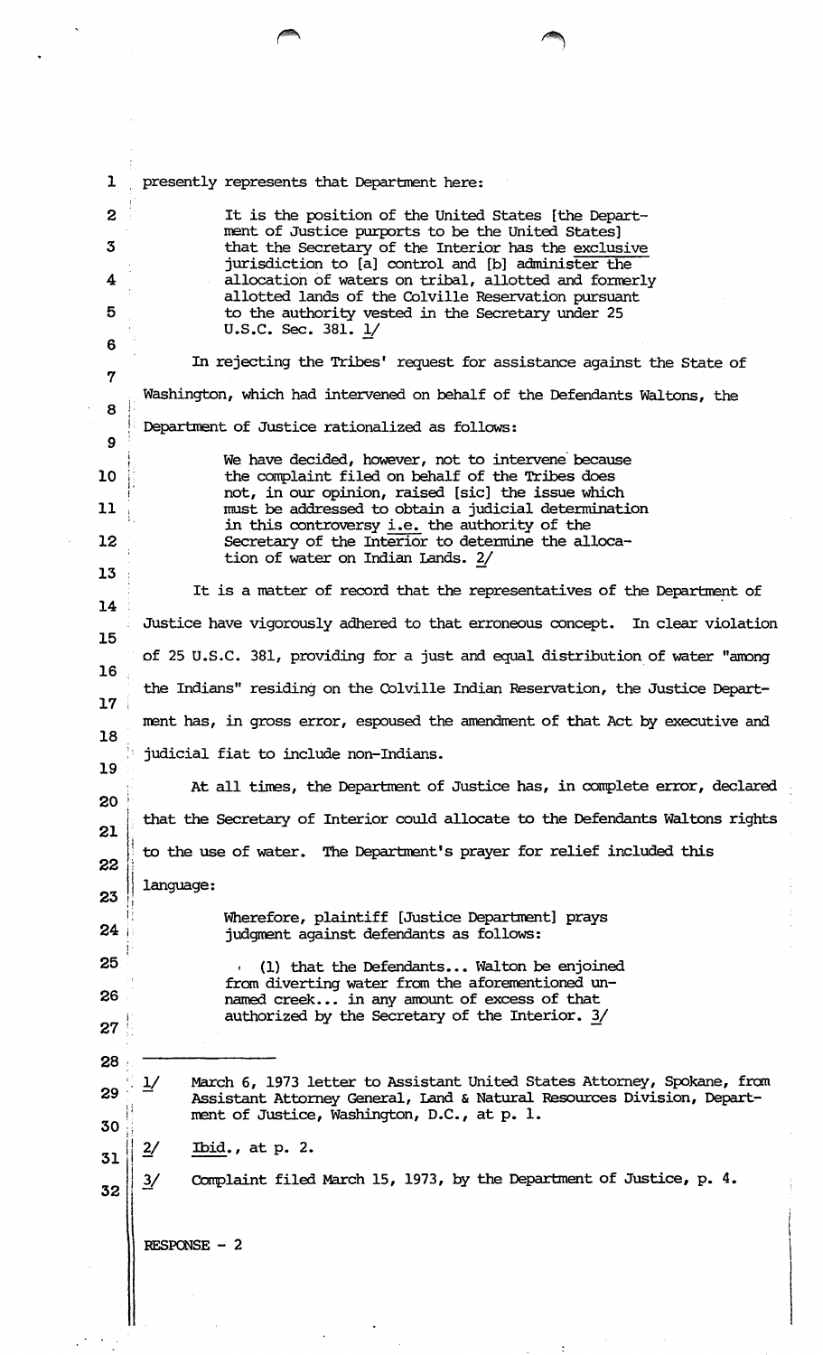presently represents that Department here:

> It is the position of the United States [the Department of Justice purports to be the United States] that the Secretary of the Interior has the exclusive jurisdiction to [a] control and [b] administer the allocation of waters on tribal, allotted and formerly allotted lands of the Colville Reservation pursuant to the authority vested in the Secretary under 25 U.S.C. Sec. 381. 1/

In rejecting the Tribes' request for assistance against the State of Washington, which had intervened on behalf of the Defendants Waltons, the Department of Justice rationalized as follows:

> We have decided, however, not to intervene because the complaint filed on behalf of the Tribes does not, in our opinion, raised [sic] the issue which must be addressed to obtain a judicial determination in this controversy i.e. the authority of the Secretary of the Interior to determine the allocation of water on Indian Lands. 2/

It is a matter of record that the representatives of the Department of Justice have vigorously adhered to that erroneous concept. In clear violation of 25 U.S.C. 381, providing for a just and equal distribution of water "among the Indians" residing on the Colville Indian Reservation, the Justice Department has, in gross error, espoused the amendment of that Act by executive and judicial fiat to include non-Indians.

At all times, the Department of Justice has, in complete error, declared that the Secretary of Interior could allocate to the Defendants Waltons rights to the use of water. The Department's prayer for relief included this language:

> Wherefore, plaintiff [Justice Department] prays judgment against defendants as follows:
>
> (1) that the Defendants... Walton be enjoined from diverting water from the aforementioned unnamed creek... in any amount of excess of that authorized by the Secretary of the Interior. 3/

---

1/ March 6, 1973 letter to Assistant United States Attorney, Spokane, from Assistant Attorney General, Land & Natural Resources Division, Department of Justice, Washington, D.C., at p. 1.

2/ Ibid., at p. 2.

3/ Complaint filed March 15, 1973, by the Department of Justice, p. 4.

RESPONSE - 2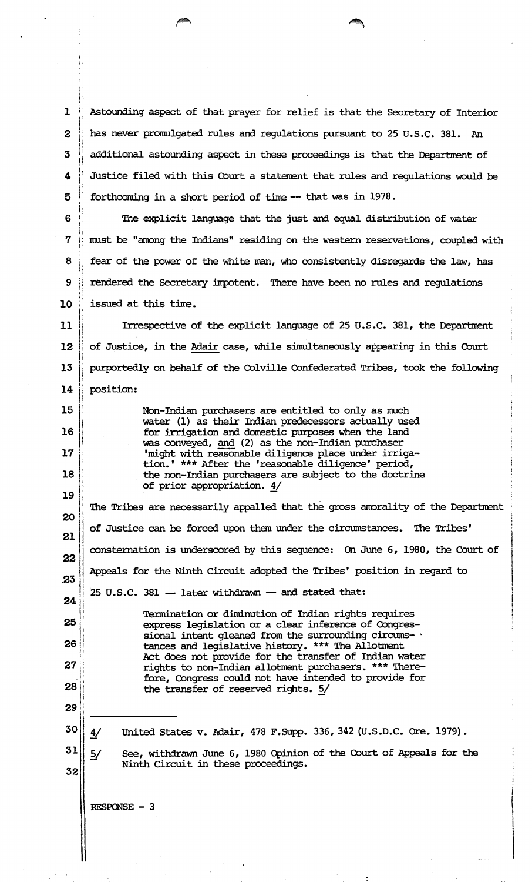Astounding aspect of that prayer for relief is that the Secretary of Interior has never promulgated rules and regulations pursuant to 25 U.S.C. 381. An additional astounding aspect in these proceedings is that the Department of Justice filed with this Court a statement that rules and regulations would be forthcoming in a short period of time -- that was in 1978.

The explicit language that the just and equal distribution of water must be "among the Indians" residing on the western reservations, coupled with fear of the power of the white man, who consistently disregards the law, has rendered the Secretary impotent. There have been no rules and regulations issued at this time.

Irrespective of the explicit language of 25 U.S.C. 381, the Department of Justice, in the Adair case, while simultaneously appearing in this Court purportedly on behalf of the Colville Confederated Tribes, took the following position:

> Non-Indian purchasers are entitled to only as much water (1) as their Indian predecessors actually used for irrigation and domestic purposes when the land was conveyed, and (2) as the non-Indian purchaser 'might with reasonable diligence place under irrigation.' *** After the 'reasonable diligence' period, the non-Indian purchasers are subject to the doctrine of prior appropriation. 4/

The Tribes are necessarily appalled that the gross amorality of the Department of Justice can be forced upon them under the circumstances. The Tribes' consternation is underscored by this sequence: On June 6, 1980, the Court of Appeals for the Ninth Circuit adopted the Tribes' position in regard to 25 U.S.C. 381 — later withdrawn — and stated that:

> Termination or diminution of Indian rights requires express legislation or a clear inference of Congressional intent gleaned from the surrounding circumstances and legislative history. *** The Allotment Act does not provide for the transfer of Indian water rights to non-Indian allotment purchasers. *** Therefore, Congress could not have intended to provide for the transfer of reserved rights. 5/

---

4/ United States v. Adair, 478 F.Supp. 336, 342 (U.S.D.C. Ore. 1979).

5/ See, withdrawn June 6, 1980 Opinion of the Court of Appeals for the Ninth Circuit in these proceedings.

RESPONSE - 3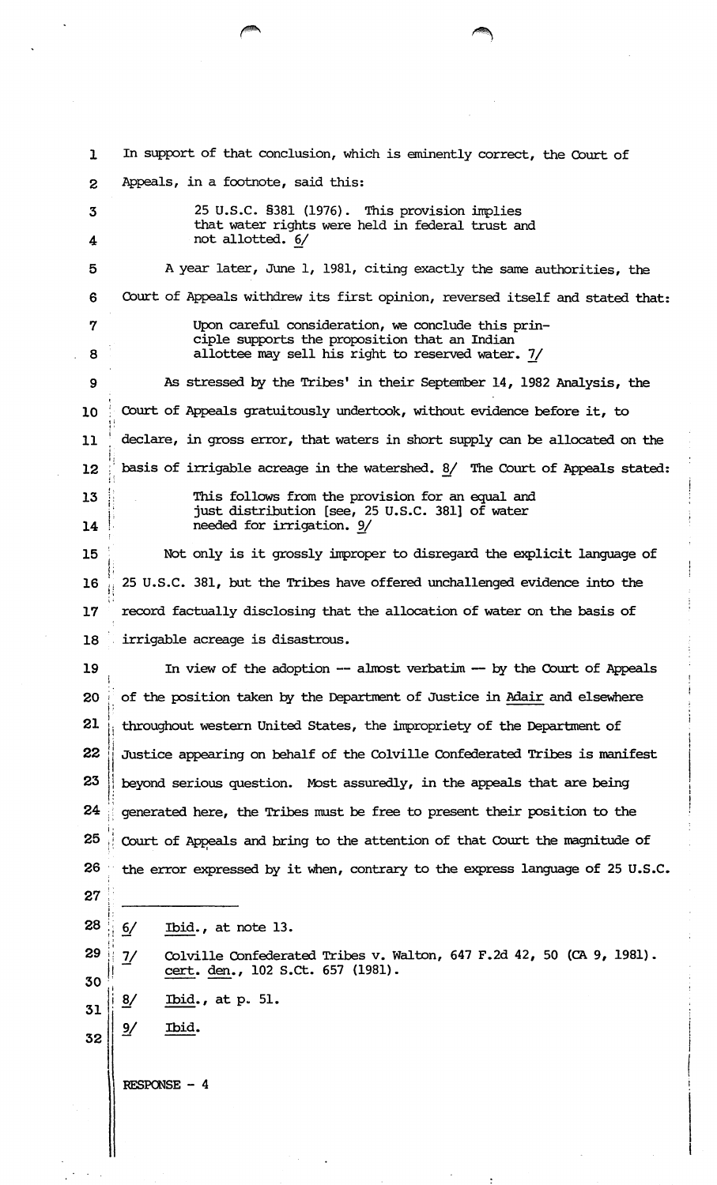In support of that conclusion, which is eminently correct, the Court of Appeals, in a footnote, said this:

> 25 U.S.C. §381 (1976). This provision implies that water rights were held in federal trust and not allotted. 6/

A year later, June 1, 1981, citing exactly the same authorities, the Court of Appeals withdrew its first opinion, reversed itself and stated that:

> Upon careful consideration, we conclude this principle supports the proposition that an Indian allottee may sell his right to reserved water. 7/

As stressed by the Tribes' in their September 14, 1982 Analysis, the Court of Appeals gratuitously undertook, without evidence before it, to declare, in gross error, that waters in short supply can be allocated on the basis of irrigable acreage in the watershed. 8/ The Court of Appeals stated:

> This follows from the provision for an equal and just distribution [see, 25 U.S.C. 381] of water needed for irrigation. 9/

Not only is it grossly improper to disregard the explicit language of 25 U.S.C. 381, but the Tribes have offered unchallenged evidence into the record factually disclosing that the allocation of water on the basis of irrigable acreage is disastrous.

In view of the adoption -- almost verbatim -- by the Court of Appeals of the position taken by the Department of Justice in Adair and elsewhere throughout western United States, the impropriety of the Department of Justice appearing on behalf of the Colville Confederated Tribes is manifest beyond serious question. Most assuredly, in the appeals that are being generated here, the Tribes must be free to present their position to the Court of Appeals and bring to the attention of that Court the magnitude of the error expressed by it when, contrary to the express language of 25 U.S.C.

---

6/ Ibid., at note 13.

7/ Colville Confederated Tribes v. Walton, 647 F.2d 42, 50 (CA 9, 1981). cert. den., 102 S.Ct. 657 (1981).

8/ Ibid., at p. 51.

9/ Ibid.

RESPONSE - 4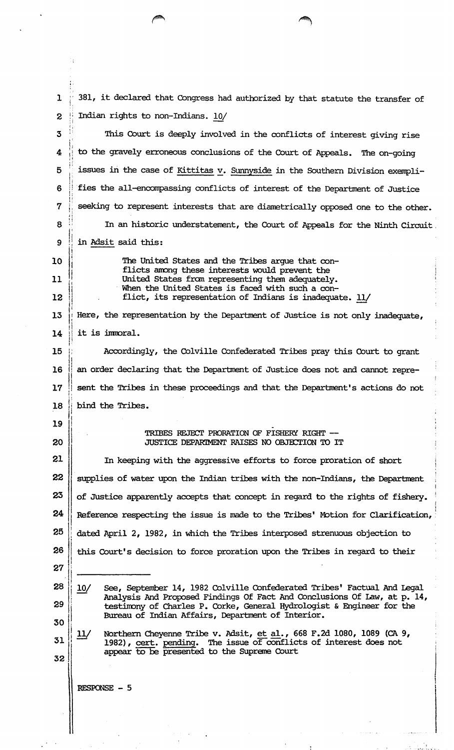381, it declared that Congress had authorized by that statute the transfer of Indian rights to non-Indians. 10/

This Court is deeply involved in the conflicts of interest giving rise to the gravely erroneous conclusions of the Court of Appeals. The on-going issues in the case of Kittitas v. Sunnyside in the Southern Division exemplifies the all-encompassing conflicts of interest of the Department of Justice seeking to represent interests that are diametrically opposed one to the other.

In an historic understatement, the Court of Appeals for the Ninth Circuit in Adsit said this:

> The United States and the Tribes argue that conflicts among these interests would prevent the United States from representing them adequately. When the United States is faced with such a conflict, its representation of Indians is inadequate. 11/

Here, the representation by the Department of Justice is not only inadequate, it is immoral.

Accordingly, the Colville Confederated Tribes pray this Court to grant an order declaring that the Department of Justice does not and cannot represent the Tribes in these proceedings and that the Department's actions do not bind the Tribes.

## TRIBES REJECT PRORATION OF FISHERY RIGHT -- JUSTICE DEPARTMENT RAISES NO OBJECTION TO IT

In keeping with the aggressive efforts to force proration of short supplies of water upon the Indian tribes with the non-Indians, the Department of Justice apparently accepts that concept in regard to the rights of fishery. Reference respecting the issue is made to the Tribes' Motion for Clarification, dated April 2, 1982, in which the Tribes interposed strenuous objection to this Court's decision to force proration upon the Tribes in regard to their

---

10/ See, September 14, 1982 Colville Confederated Tribes' Factual And Legal Analysis And Proposed Findings Of Fact And Conclusions Of Law, at p. 14, testimony of Charles P. Corke, General Hydrologist & Engineer for the Bureau of Indian Affairs, Department of Interior.

11/ Northern Cheyenne Tribe v. Adsit, et al., 668 F.2d 1080, 1089 (CA 9, 1982), cert. pending. The issue of conflicts of interest does not appear to be presented to the Supreme Court

RESPONSE - 5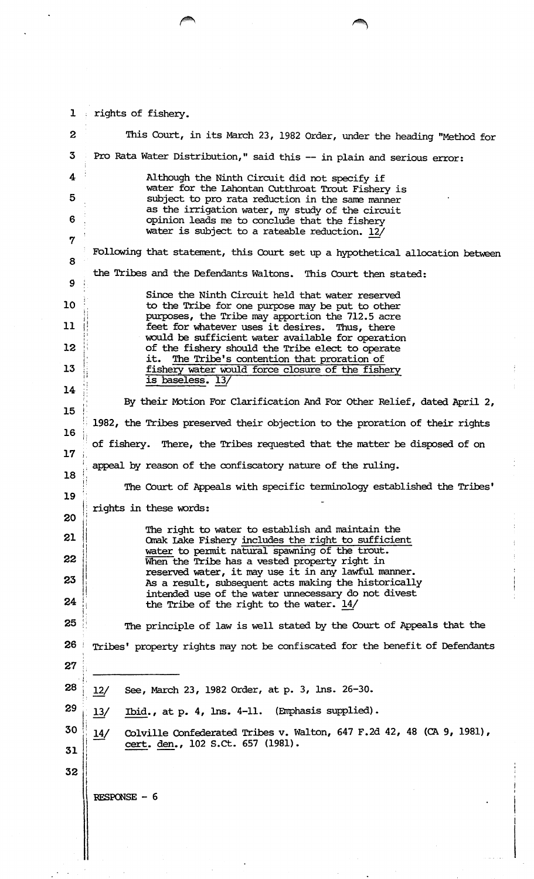rights of fishery.

This Court, in its March 23, 1982 Order, under the heading "Method for Pro Rata Water Distribution," said this -- in plain and serious error:

> Although the Ninth Circuit did not specify if water for the Lahontan Cutthroat Trout Fishery is subject to pro rata reduction in the same manner as the irrigation water, my study of the circuit opinion leads me to conclude that the fishery water is subject to a rateable reduction. 12/

Following that statement, this Court set up a hypothetical allocation between the Tribes and the Defendants Waltons. This Court then stated:

> Since the Ninth Circuit held that water reserved to the Tribe for one purpose may be put to other purposes, the Tribe may apportion the 712.5 acre feet for whatever uses it desires. Thus, there would be sufficient water available for operation of the fishery should the Tribe elect to operate it. <u>The Tribe's contention that proration of fishery water would force closure of the fishery is baseless.</u> 13/

By their Motion For Clarification And For Other Relief, dated April 2, 1982, the Tribes preserved their objection to the proration of their rights of fishery. There, the Tribes requested that the matter be disposed of on appeal by reason of the confiscatory nature of the ruling.

The Court of Appeals with specific terminology established the Tribes' rights in these words:

> The right to water to establish and maintain the Omak Lake Fishery <u>includes the right to sufficient water</u> to permit natural spawning of the trout. When the Tribe has a vested property right in reserved water, it may use it in any lawful manner. As a result, subsequent acts making the historically intended use of the water unnecessary do not divest the Tribe of the right to the water. 14/

The principle of law is well stated by the Court of Appeals that the Tribes' property rights may not be confiscated for the benefit of Defendants

---

12/ See, March 23, 1982 Order, at p. 3, lns. 26-30.

13/ <u>Ibid</u>., at p. 4, lns. 4-11. (Emphasis supplied).

14/ Colville Confederated Tribes v. Walton, 647 F.2d 42, 48 (CA 9, 1981), <u>cert</u>. <u>den</u>., 102 S.Ct. 657 (1981).

RESPONSE - 6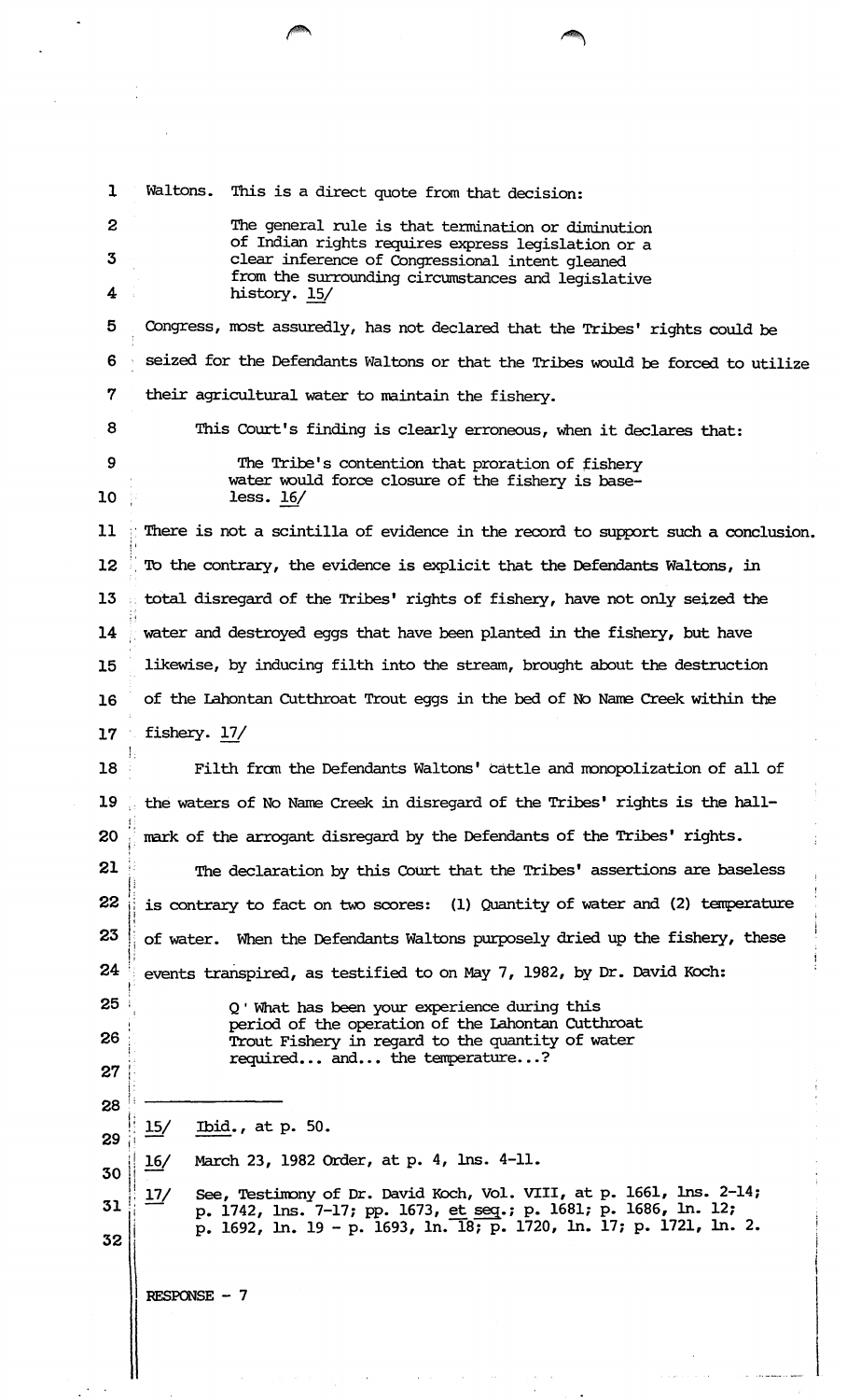Waltons. This is a direct quote from that decision:

> The general rule is that termination or diminution of Indian rights requires express legislation or a clear inference of Congressional intent gleaned from the surrounding circumstances and legislative history. 15/

Congress, most assuredly, has not declared that the Tribes' rights could be seized for the Defendants Waltons or that the Tribes would be forced to utilize their agricultural water to maintain the fishery.

This Court's finding is clearly erroneous, when it declares that:

> The Tribe's contention that proration of fishery water would force closure of the fishery is baseless. 16/

There is not a scintilla of evidence in the record to support such a conclusion. To the contrary, the evidence is explicit that the Defendants Waltons, in total disregard of the Tribes' rights of fishery, have not only seized the water and destroyed eggs that have been planted in the fishery, but have likewise, by inducing filth into the stream, brought about the destruction of the Lahontan Cutthroat Trout eggs in the bed of No Name Creek within the fishery. 17/

Filth from the Defendants Waltons' cattle and monopolization of all of the waters of No Name Creek in disregard of the Tribes' rights is the hallmark of the arrogant disregard by the Defendants of the Tribes' rights.

The declaration by this Court that the Tribes' assertions are baseless is contrary to fact on two scores: (1) Quantity of water and (2) temperature of water. When the Defendants Waltons purposely dried up the fishery, these events transpired, as testified to on May 7, 1982, by Dr. David Koch:

> Q ' What has been your experience during this period of the operation of the Lahontan Cutthroat Trout Fishery in regard to the quantity of water required... and... the temperature...?

---

15/ Ibid., at p. 50.

16/ March 23, 1982 Order, at p. 4, lns. 4-11.

17/ See, Testimony of Dr. David Koch, Vol. VIII, at p. 1661, lns. 2-14; p. 1742, lns. 7-17; pp. 1673, et seq.; p. 1681; p. 1686, ln. 12; p. 1692, ln. 19 - p. 1693, ln. 18; p. 1720, ln. 17; p. 1721, ln. 2.

RESPONSE - 7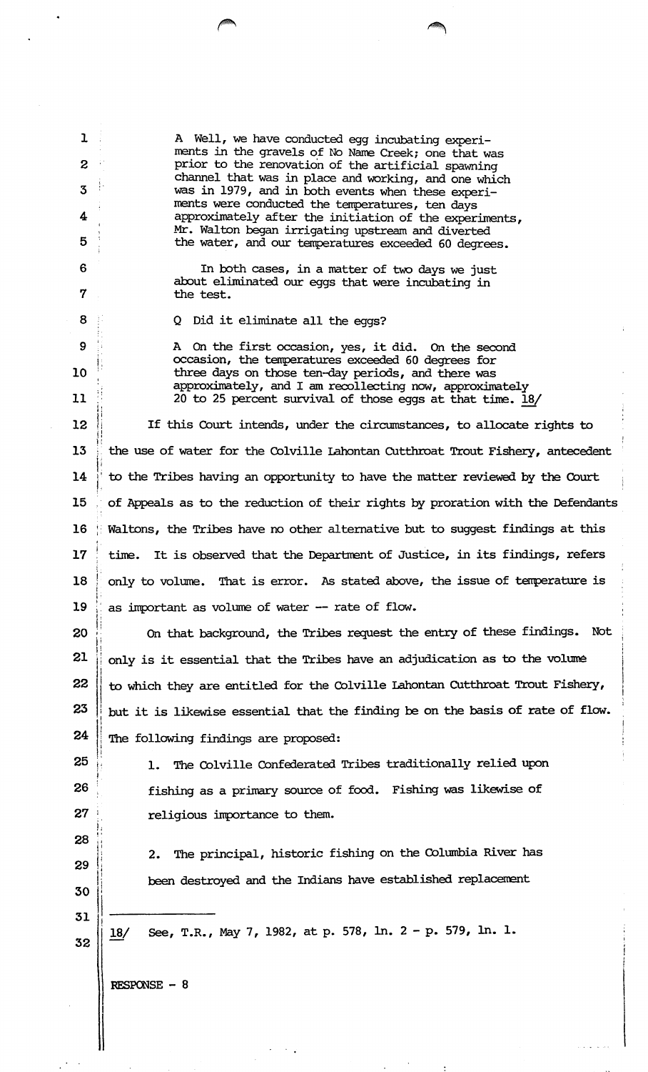A Well, we have conducted egg incubating experiments in the gravels of No Name Creek; one that was prior to the renovation of the artificial spawning channel that was in place and working, and one which was in 1979, and in both events when these experiments were conducted the temperatures, ten days approximately after the initiation of the experiments, Mr. Walton began irrigating upstream and diverted the water, and our temperatures exceeded 60 degrees.

In both cases, in a matter of two days we just about eliminated our eggs that were incubating in the test.

Q Did it eliminate all the eggs?

A On the first occasion, yes, it did. On the second occasion, the temperatures exceeded 60 degrees for three days on those ten-day periods, and there was approximately, and I am recollecting now, approximately 20 to 25 percent survival of those eggs at that time. 18/

If this Court intends, under the circumstances, to allocate rights to the use of water for the Colville Lahontan Cutthroat Trout Fishery, antecedent to the Tribes having an opportunity to have the matter reviewed by the Court of Appeals as to the reduction of their rights by proration with the Defendants Waltons, the Tribes have no other alternative but to suggest findings at this time. It is observed that the Department of Justice, in its findings, refers only to volume. That is error. As stated above, the issue of temperature is as important as volume of water -- rate of flow.

On that background, the Tribes request the entry of these findings. Not only is it essential that the Tribes have an adjudication as to the volume to which they are entitled for the Colville Lahontan Cutthroat Trout Fishery, but it is likewise essential that the finding be on the basis of rate of flow. The following findings are proposed:

1. The Colville Confederated Tribes traditionally relied upon fishing as a primary source of food. Fishing was likewise of religious importance to them.

2. The principal, historic fishing on the Columbia River has been destroyed and the Indians have established replacement

---

18/ See, T.R., May 7, 1982, at p. 578, ln. 2 - p. 579, ln. 1.

RESPONSE - 8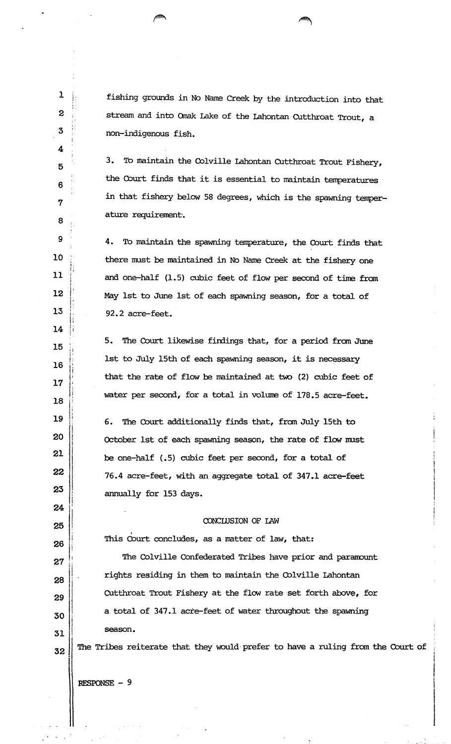fishing grounds in No Name Creek by the introduction into that stream and into Omak Lake of the Lahontan Cutthroat Trout, a non-indigenous fish.

3. To maintain the Colville Lahontan Cutthroat Trout Fishery, the Court finds that it is essential to maintain temperatures in that fishery below 58 degrees, which is the spawning temperature requirement.

4. To maintain the spawning temperature, the Court finds that there must be maintained in No Name Creek at the fishery one and one-half (1.5) cubic feet of flow per second of time from May 1st to June 1st of each spawning season, for a total of 92.2 acre-feet.

5. The Court likewise findings that, for a period from June 1st to July 15th of each spawning season, it is necessary that the rate of flow be maintained at two (2) cubic feet of water per second, for a total in volume of 178.5 acre-feet.

6. The Court additionally finds that, from July 15th to October 1st of each spawning season, the rate of flow must be one-half (.5) cubic feet per second, for a total of 76.4 acre-feet, with an aggregate total of 347.1 acre-feet annually for 153 days.

## CONCLUSION OF LAW

This Court concludes, as a matter of law, that:

The Colville Confederated Tribes have prior and paramount rights residing in them to maintain the Colville Lahontan Cutthroat Trout Fishery at the flow rate set forth above, for a total of 347.1 acre-feet of water throughout the spawning season.

The Tribes reiterate that they would prefer to have a ruling from the Court of

RESPONSE - 9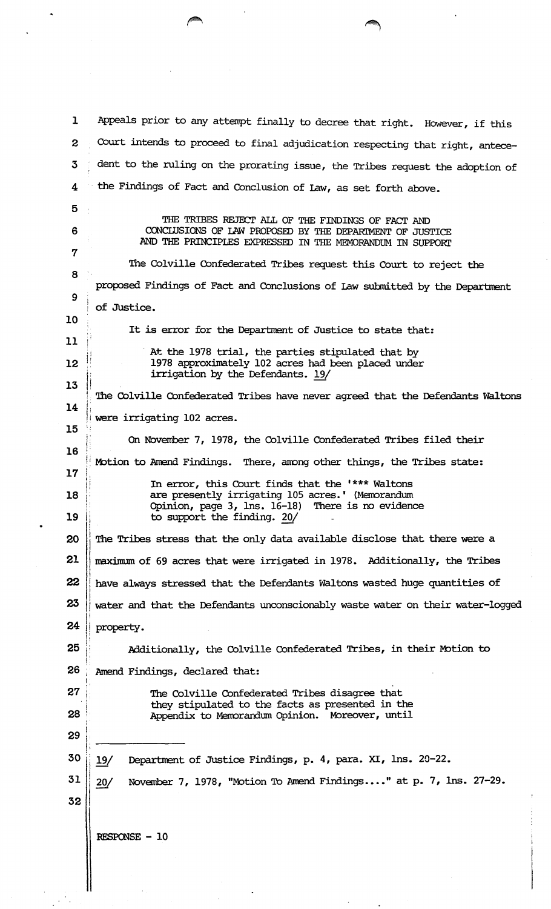Appeals prior to any attempt finally to decree that right. However, if this Court intends to proceed to final adjudication respecting that right, antecedent to the ruling on the prorating issue, the Tribes request the adoption of the Findings of Fact and Conclusion of Law, as set forth above.

## THE TRIBES REJECT ALL OF THE FINDINGS OF FACT AND CONCLUSIONS OF LAW PROPOSED BY THE DEPARTMENT OF JUSTICE AND THE PRINCIPLES EXPRESSED IN THE MEMORANDUM IN SUPPORT

The Colville Confederated Tribes request this Court to reject the proposed Findings of Fact and Conclusions of Law submitted by the Department of Justice.

It is error for the Department of Justice to state that:

> At the 1978 trial, the parties stipulated that by 1978 approximately 102 acres had been placed under irrigation by the Defendants. 19/

The Colville Confederated Tribes have never agreed that the Defendants Waltons were irrigating 102 acres.

On November 7, 1978, the Colville Confederated Tribes filed their Motion to Amend Findings. There, among other things, the Tribes state:

> In error, this Court finds that the '\*\*\* Waltons are presently irrigating 105 acres.' (Memorandum Opinion, page 3, lns. 16-18) There is no evidence to support the finding. 20/

The Tribes stress that the only data available disclose that there were a maximum of 69 acres that were irrigated in 1978. Additionally, the Tribes have always stressed that the Defendants Waltons wasted huge quantities of water and that the Defendants unconscionably waste water on their water-logged property.

Additionally, the Colville Confederated Tribes, in their Motion to Amend Findings, declared that:

> The Colville Confederated Tribes disagree that they stipulated to the facts as presented in the Appendix to Memorandum Opinion. Moreover, until

---

19/ Department of Justice Findings, p. 4, para. XI, lns. 20-22.

20/ November 7, 1978, "Motion To Amend Findings...." at p. 7, lns. 27-29.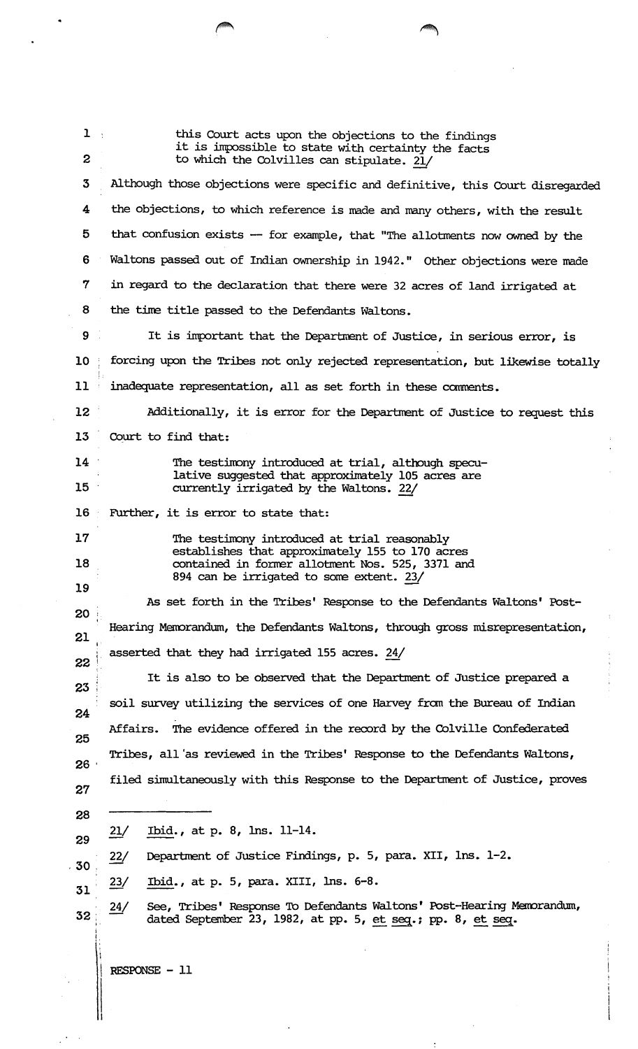> this Court acts upon the objections to the findings it is impossible to state with certainty the facts to which the Colvilles can stipulate. 21/

Although those objections were specific and definitive, this Court disregarded the objections, to which reference is made and many others, with the result that confusion exists — for example, that "The allotments now owned by the Waltons passed out of Indian ownership in 1942." Other objections were made in regard to the declaration that there were 32 acres of land irrigated at the time title passed to the Defendants Waltons.

It is important that the Department of Justice, in serious error, is forcing upon the Tribes not only rejected representation, but likewise totally inadequate representation, all as set forth in these comments.

Additionally, it is error for the Department of Justice to request this Court to find that:

> The testimony introduced at trial, although speculative suggested that approximately 105 acres are currently irrigated by the Waltons. 22/

Further, it is error to state that:

> The testimony introduced at trial reasonably establishes that approximately 155 to 170 acres contained in former allotment Nos. 525, 3371 and 894 can be irrigated to some extent. 23/

As set forth in the Tribes' Response to the Defendants Waltons' Post-Hearing Memorandum, the Defendants Waltons, through gross misrepresentation, asserted that they had irrigated 155 acres. 24/

It is also to be observed that the Department of Justice prepared a soil survey utilizing the services of one Harvey from the Bureau of Indian Affairs. The evidence offered in the record by the Colville Confederated Tribes, all as reviewed in the Tribes' Response to the Defendants Waltons, filed simultaneously with this Response to the Department of Justice, proves

---

21/ Ibid., at p. 8, lns. 11-14.

22/ Department of Justice Findings, p. 5, para. XII, lns. 1-2.

23/ Ibid., at p. 5, para. XIII, lns. 6-8.

24/ See, Tribes' Response To Defendants Waltons' Post-Hearing Memorandum, dated September 23, 1982, at pp. 5, et seq.; pp. 8, et seq.

RESPONSE - 11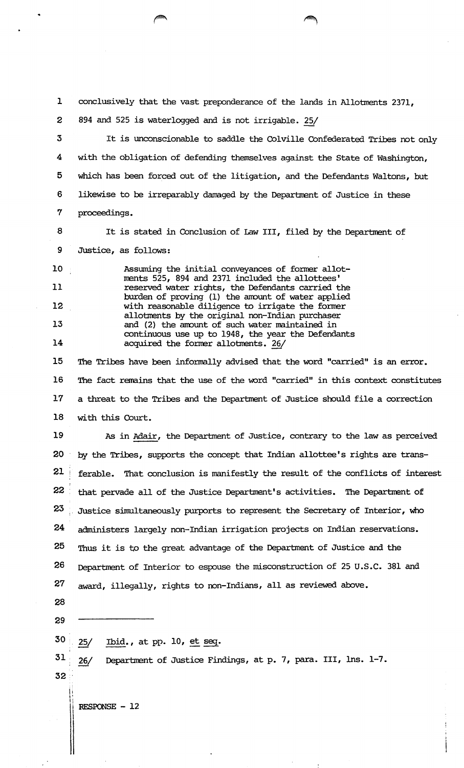conclusively that the vast preponderance of the lands in Allotments 2371, 894 and 525 is waterlogged and is not irrigable. 25/

It is unconscionable to saddle the Colville Confederated Tribes not only with the obligation of defending themselves against the State of Washington, which has been forced out of the litigation, and the Defendants Waltons, but likewise to be irreparably damaged by the Department of Justice in these proceedings.

It is stated in Conclusion of Law III, filed by the Department of Justice, as follows:

> Assuming the initial conveyances of former allotments 525, 894 and 2371 included the allottees' reserved water rights, the Defendants carried the burden of proving (1) the amount of water applied with reasonable diligence to irrigate the former allotments by the original non-Indian purchaser and (2) the amount of such water maintained in continuous use up to 1948, the year the Defendants acquired the former allotments. 26/

The Tribes have been informally advised that the word "carried" is an error. The fact remains that the use of the word "carried" in this context constitutes a threat to the Tribes and the Department of Justice should file a correction with this Court.

As in Adair, the Department of Justice, contrary to the law as perceived by the Tribes, supports the concept that Indian allottee's rights are transferable. That conclusion is manifestly the result of the conflicts of interest that pervade all of the Justice Department's activities. The Department of Justice simultaneously purports to represent the Secretary of Interior, who administers largely non-Indian irrigation projects on Indian reservations. Thus it is to the great advantage of the Department of Justice and the Department of Interior to espouse the misconstruction of 25 U.S.C. 381 and award, illegally, rights to non-Indians, all as reviewed above.

---

25/ Ibid., at pp. 10, et seq.

26/ Department of Justice Findings, at p. 7, para. III, lns. 1-7.

RESPONSE - 12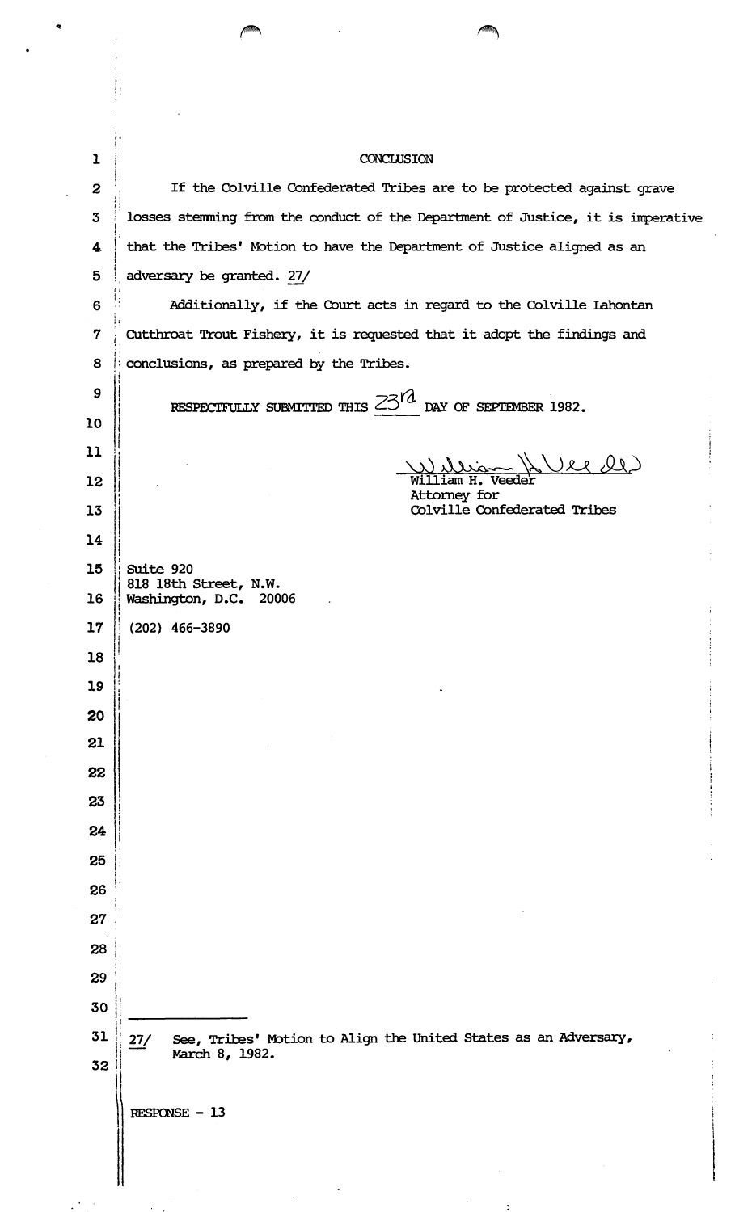## CONCLUSION

If the Colville Confederated Tribes are to be protected against grave losses stemming from the conduct of the Department of Justice, it is imperative that the Tribes' Motion to have the Department of Justice aligned as an adversary be granted. 27/

Additionally, if the Court acts in regard to the Colville Lahontan Cutthroat Trout Fishery, it is requested that it adopt the findings and conclusions, as prepared by the Tribes.

RESPECTFULLY SUBMITTED THIS 23rd DAY OF SEPTEMBER 1982.

William H. Veeder
Attorney for
Colville Confederated Tribes

Suite 920
818 18th Street, N.W.
Washington, D.C. 20006

(202) 466-3890

---

27/ See, Tribes' Motion to Align the United States as an Adversary, March 8, 1982.

RESPONSE - 13